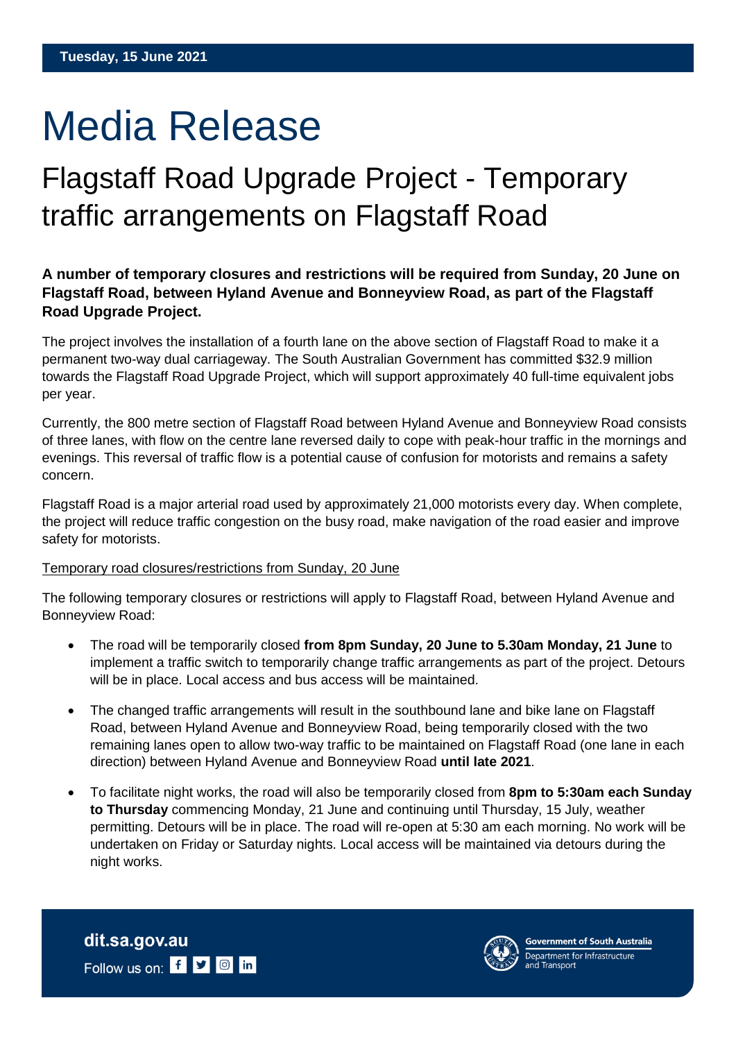**Tuesday, 15 June 2021**

# Media Release

## Flagstaff Road Upgrade Project - Temporary traffic arrangements on Flagstaff Road

**A number of temporary closures and restrictions will be required from Sunday, 20 June on Flagstaff Road, between Hyland Avenue and Bonneyview Road, as part of the Flagstaff Road Upgrade Project.**

The project involves the installation of a fourth lane on the above section of Flagstaff Road to make it a permanent two-way dual carriageway. The South Australian Government has committed $32.9 million towards the Flagstaff Road Upgrade Project, which will support approximately 40 full-time equivalent jobs per year.

Currently, the 800 metre section of Flagstaff Road between Hyland Avenue and Bonneyview Road consists of three lanes, with flow on the centre lane reversed daily to cope with peak-hour traffic in the mornings and evenings. This reversal of traffic flow is a potential cause of confusion for motorists and remains a safety concern.

Flagstaff Road is a major arterial road used by approximately 21,000 motorists every day. When complete, the project will reduce traffic congestion on the busy road, make navigation of the road easier and improve safety for motorists.

Temporary road closures/restrictions from Sunday, 20 June

The following temporary closures or restrictions will apply to Flagstaff Road, between Hyland Avenue and Bonneyview Road:

- The road will be temporarily closed **from 8pm Sunday, 20 June to 5.30am Monday, 21 June** to implement a traffic switch to temporarily change traffic arrangements as part of the project. Detours will be in place. Local access and bus access will be maintained.
- The changed traffic arrangements will result in the southbound lane and bike lane on Flagstaff Road, between Hyland Avenue and Bonneyview Road, being temporarily closed with the two remaining lanes open to allow two-way traffic to be maintained on Flagstaff Road (one lane in each direction) between Hyland Avenue and Bonneyview Road **until late 2021**.
- To facilitate night works, the road will also be temporarily closed from **8pm to 5:30am each Sunday to Thursday** commencing Monday, 21 June and continuing until Thursday, 15 July, weather permitting. Detours will be in place. The road will re-open at 5:30 am each morning. No work will be undertaken on Friday or Saturday nights. Local access will be maintained via detours during the night works.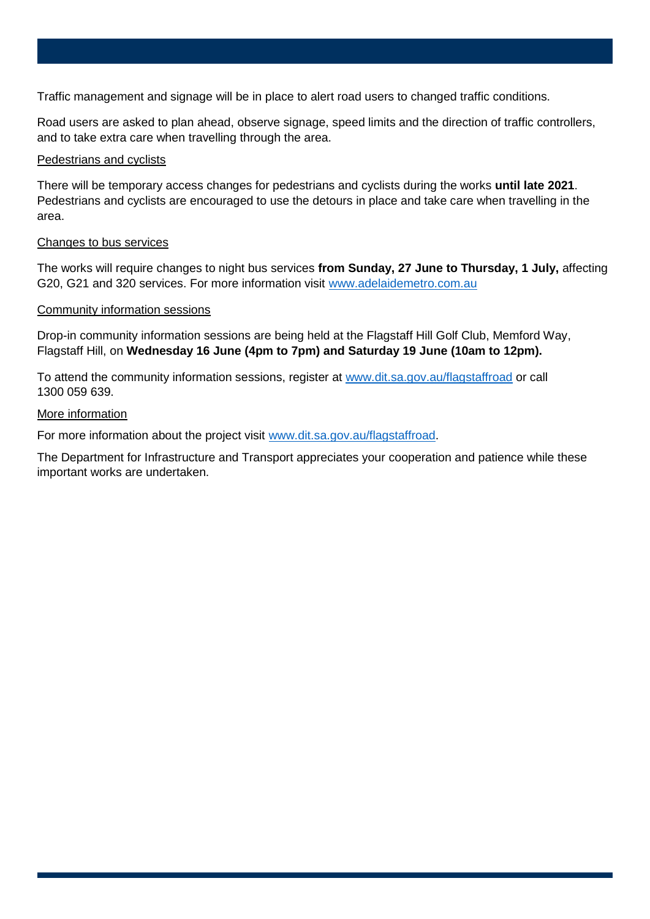Traffic management and signage will be in place to alert road users to changed traffic conditions.

Road users are asked to plan ahead, observe signage, speed limits and the direction of traffic controllers, and to take extra care when travelling through the area.

<u>Pedestrians and cyclists</u>

There will be temporary access changes for pedestrians and cyclists during the works **until late 2021**. Pedestrians and cyclists are encouraged to use the detours in place and take care when travelling in the area.

<u>Changes to bus services</u>

The works will require changes to night bus services **from Sunday, 27 June to Thursday, 1 July,** affecting G20, G21 and 320 services. For more information visit [www.adelaidemetro.com.au](http://www.adelaidemetro.com.au)

<u>Community information sessions</u>

Drop-in community information sessions are being held at the Flagstaff Hill Golf Club, Memford Way, Flagstaff Hill, on **Wednesday 16 June (4pm to 7pm) and Saturday 19 June (10am to 12pm).**

To attend the community information sessions, register at [www.dit.sa.gov.au/flagstaffroad](http://www.dit.sa.gov.au/flagstaffroad) or call 1300 059 639.

<u>More information</u>

For more information about the project visit [www.dit.sa.gov.au/flagstaffroad](http://www.dit.sa.gov.au/flagstaffroad).

The Department for Infrastructure and Transport appreciates your cooperation and patience while these important works are undertaken.